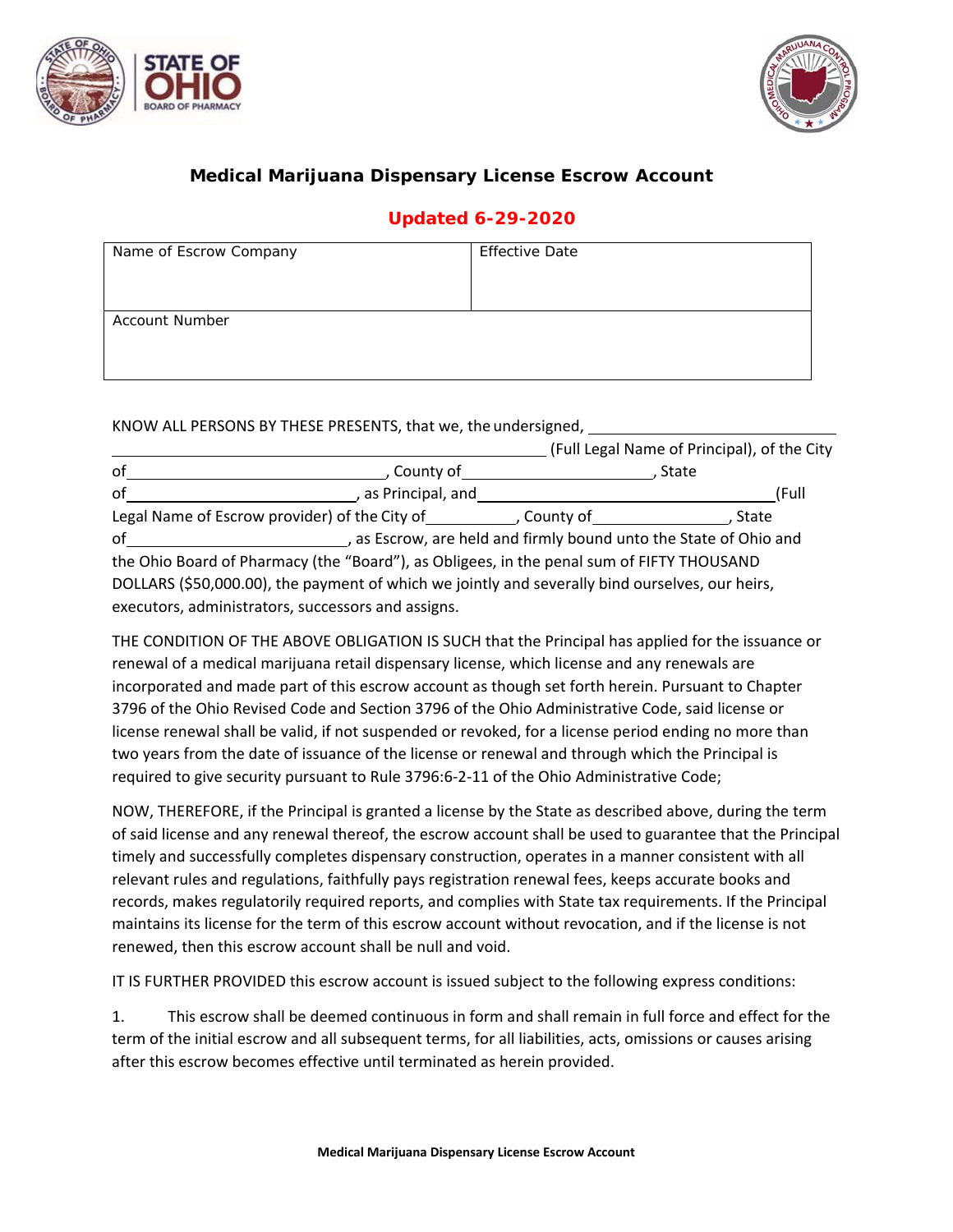# Medical Marijuana Dispensary License Escrow Account

**Updated 6-29-2020**

| Name of Escrow Company | Effective Date |
|---|---|
| Account Number | |

KNOW ALL PERSONS BY THESE PRESENTS, that we, the undersigned, \_\_\_\_\_\_\_\_\_\_\_\_\_\_\_\_\_\_\_\_\_\_\_\_\_\_\_\_\_\_\_\_\_\_\_\_\_\_\_\_\_\_\_\_\_\_\_\_\_\_\_\_\_\_\_\_\_\_\_\_\_\_ (Full Legal Name of Principal), of the City of \_\_\_\_\_\_\_\_\_\_\_\_\_\_\_\_\_\_\_\_\_\_\_\_, County of \_\_\_\_\_\_\_\_\_\_\_\_\_\_\_\_\_\_\_\_\_\_, State of \_\_\_\_\_\_\_\_\_\_\_\_\_\_\_\_\_\_\_\_\_\_, as Principal, and \_\_\_\_\_\_\_\_\_\_\_\_\_\_\_\_\_\_\_\_\_\_\_\_\_\_\_\_\_\_\_\_\_\_\_\_ (Full Legal Name of Escrow provider) of the City of \_\_\_\_\_\_\_\_\_\_, County of \_\_\_\_\_\_\_\_\_\_\_\_\_\_\_\_, State of \_\_\_\_\_\_\_\_\_\_\_\_\_\_\_\_\_\_\_\_\_\_, as Escrow, are held and firmly bound unto the State of Ohio and the Ohio Board of Pharmacy (the "Board"), as Obligees, in the penal sum of FIFTY THOUSAND DOLLARS ($50,000.00), the payment of which we jointly and severally bind ourselves, our heirs, executors, administrators, successors and assigns.

THE CONDITION OF THE ABOVE OBLIGATION IS SUCH that the Principal has applied for the issuance or renewal of a medical marijuana retail dispensary license, which license and any renewals are incorporated and made part of this escrow account as though set forth herein. Pursuant to Chapter 3796 of the Ohio Revised Code and Section 3796 of the Ohio Administrative Code, said license or license renewal shall be valid, if not suspended or revoked, for a license period ending no more than two years from the date of issuance of the license or renewal and through which the Principal is required to give security pursuant to Rule 3796:6-2-11 of the Ohio Administrative Code;

NOW, THEREFORE, if the Principal is granted a license by the State as described above, during the term of said license and any renewal thereof, the escrow account shall be used to guarantee that the Principal timely and successfully completes dispensary construction, operates in a manner consistent with all relevant rules and regulations, faithfully pays registration renewal fees, keeps accurate books and records, makes regulatorily required reports, and complies with State tax requirements. If the Principal maintains its license for the term of this escrow account without revocation, and if the license is not renewed, then this escrow account shall be null and void.

IT IS FURTHER PROVIDED this escrow account is issued subject to the following express conditions:

1. This escrow shall be deemed continuous in form and shall remain in full force and effect for the term of the initial escrow and all subsequent terms, for all liabilities, acts, omissions or causes arising after this escrow becomes effective until terminated as herein provided.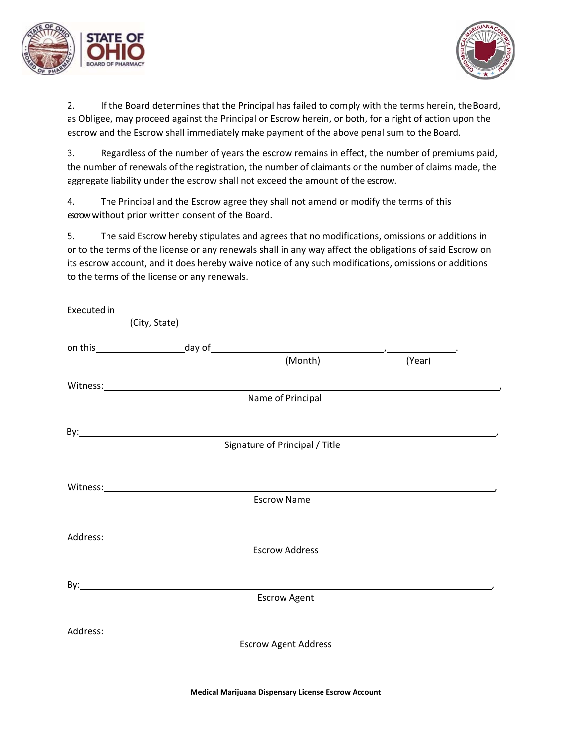2. If the Board determines that the Principal has failed to comply with the terms herein, the Board, as Obligee, may proceed against the Principal or Escrow herein, or both, for a right of action upon the escrow and the Escrow shall immediately make payment of the above penal sum to the Board.

3. Regardless of the number of years the escrow remains in effect, the number of premiums paid, the number of renewals of the registration, the number of claimants or the number of claims made, the aggregate liability under the escrow shall not exceed the amount of the escrow.

4. The Principal and the Escrow agree they shall not amend or modify the terms of this escrow without prior written consent of the Board.

5. The said Escrow hereby stipulates and agrees that no modifications, omissions or additions in or to the terms of the license or any renewals shall in any way affect the obligations of said Escrow on its escrow account, and it does hereby waive notice of any such modifications, omissions or additions to the terms of the license or any renewals.

Executed in ______________________________________________
(City, State)

on this ________________ day of ______________________________, ____________.
(Month) (Year)

Witness: ______________________________________________________________,
Name of Principal

By: _________________________________________________________________,
Signature of Principal / Title

Witness: ______________________________________________________________,
Escrow Name

Address: ______________________________________________________________
Escrow Address

By: _________________________________________________________________,
Escrow Agent

Address: ______________________________________________________________
Escrow Agent Address

**Medical Marijuana Dispensary License Escrow Account**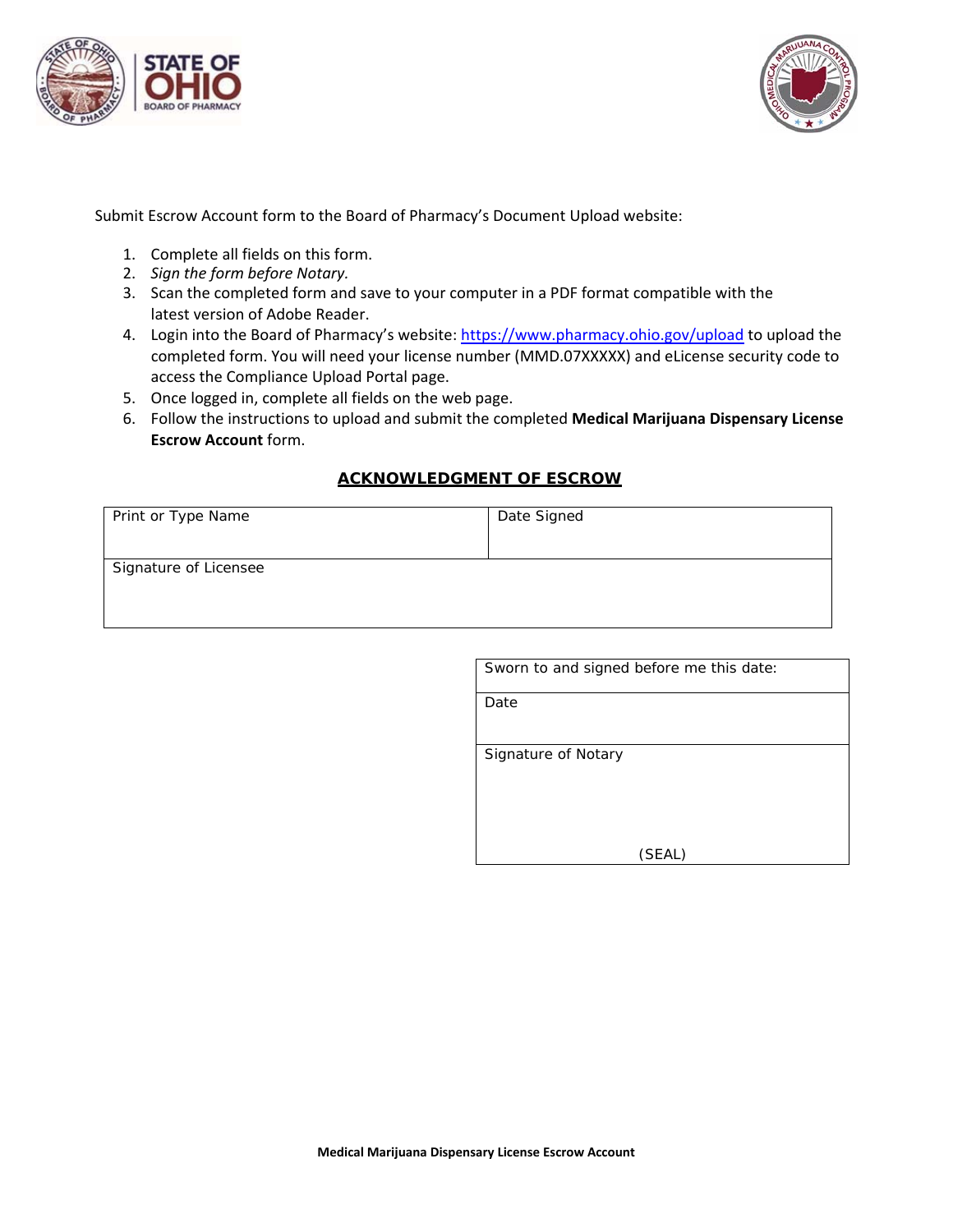Submit Escrow Account form to the Board of Pharmacy's Document Upload website:

1. Complete all fields on this form.
2. *Sign the form before Notary.*
3. Scan the completed form and save to your computer in a PDF format compatible with the latest version of Adobe Reader.
4. Login into the Board of Pharmacy's website: https://www.pharmacy.ohio.gov/upload to upload the completed form. You will need your license number (MMD.07XXXXX) and eLicense security code to access the Compliance Upload Portal page.
5. Once logged in, complete all fields on the web page.
6. Follow the instructions to upload and submit the completed **Medical Marijuana Dispensary License Escrow Account** form.

## ACKNOWLEDGMENT OF ESCROW

| | |
|---|---|
| Print or Type Name | Date Signed |
| Signature of Licensee | |

| |
|---|
| Sworn to and signed before me this date: |
| Date |
| Signature of Notary<br><br>(SEAL) |